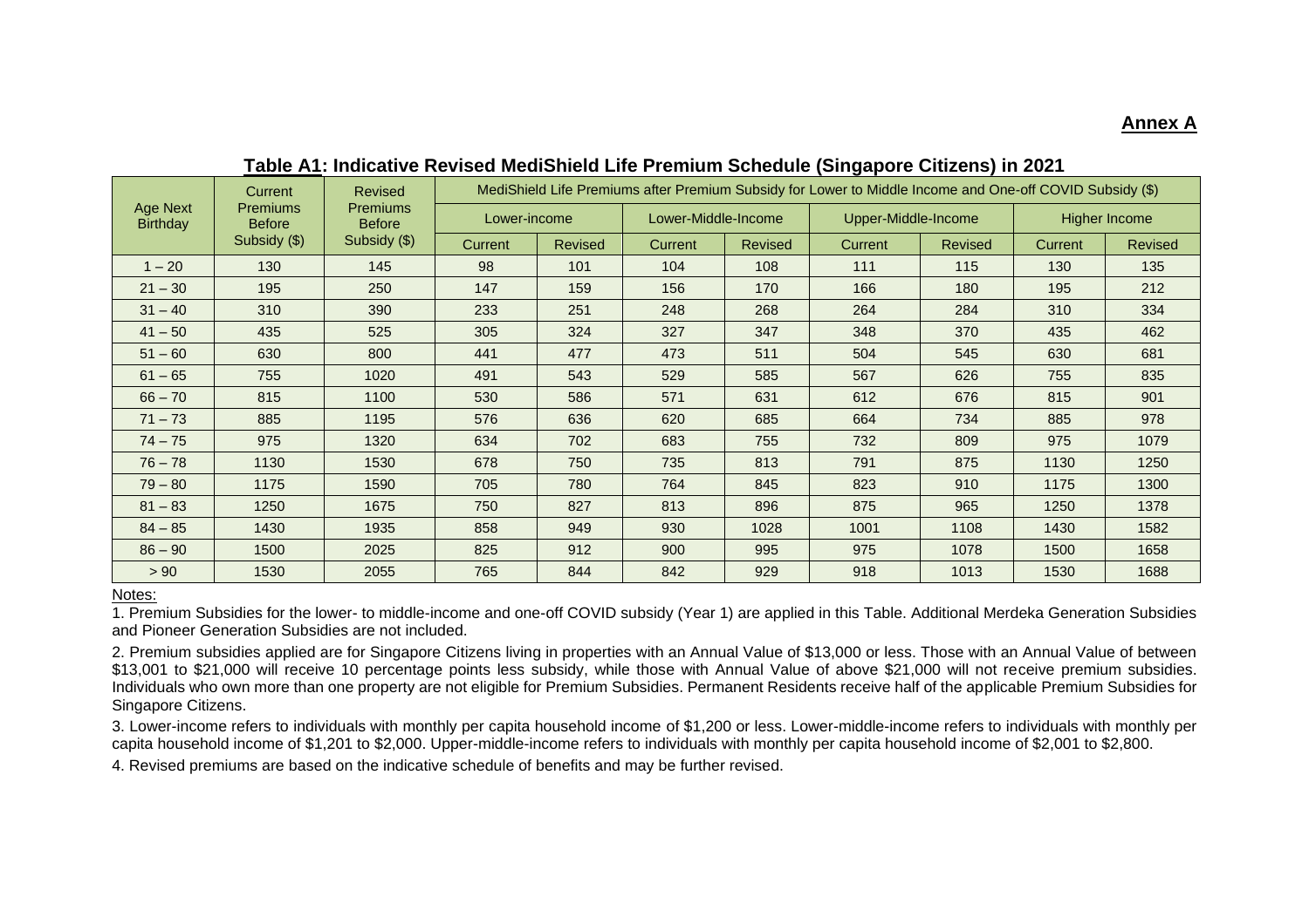**Annex A**

**Table A1: Indicative Revised MediShield Life Premium Schedule (Singapore Citizens) in 2021**

| Age Next Birthday | Current Premiums Before Subsidy ($) | Revised Premiums Before Subsidy ($) | MediShield Life Premiums after Premium Subsidy for Lower to Middle Income and One-off COVID Subsidy ($) | | | | | | | |
|---|---|---|---|---|---|---|---|---|---|---|
| | | | Lower-income | | Lower-Middle-Income | | Upper-Middle-Income | | Higher Income | |
| | | | Current | Revised | Current | Revised | Current | Revised | Current | Revised |
| 1 – 20 | 130 | 145 | 98 | 101 | 104 | 108 | 111 | 115 | 130 | 135 |
| 21 – 30 | 195 | 250 | 147 | 159 | 156 | 170 | 166 | 180 | 195 | 212 |
| 31 – 40 | 310 | 390 | 233 | 251 | 248 | 268 | 264 | 284 | 310 | 334 |
| 41 – 50 | 435 | 525 | 305 | 324 | 327 | 347 | 348 | 370 | 435 | 462 |
| 51 – 60 | 630 | 800 | 441 | 477 | 473 | 511 | 504 | 545 | 630 | 681 |
| 61 – 65 | 755 | 1020 | 491 | 543 | 529 | 585 | 567 | 626 | 755 | 835 |
| 66 – 70 | 815 | 1100 | 530 | 586 | 571 | 631 | 612 | 676 | 815 | 901 |
| 71 – 73 | 885 | 1195 | 576 | 636 | 620 | 685 | 664 | 734 | 885 | 978 |
| 74 – 75 | 975 | 1320 | 634 | 702 | 683 | 755 | 732 | 809 | 975 | 1079 |
| 76 – 78 | 1130 | 1530 | 678 | 750 | 735 | 813 | 791 | 875 | 1130 | 1250 |
| 79 – 80 | 1175 | 1590 | 705 | 780 | 764 | 845 | 823 | 910 | 1175 | 1300 |
| 81 – 83 | 1250 | 1675 | 750 | 827 | 813 | 896 | 875 | 965 | 1250 | 1378 |
| 84 – 85 | 1430 | 1935 | 858 | 949 | 930 | 1028 | 1001 | 1108 | 1430 | 1582 |
| 86 – 90 | 1500 | 2025 | 825 | 912 | 900 | 995 | 975 | 1078 | 1500 | 1658 |
| > 90 | 1530 | 2055 | 765 | 844 | 842 | 929 | 918 | 1013 | 1530 | 1688 |

Notes:

1. Premium Subsidies for the lower- to middle-income and one-off COVID subsidy (Year 1) are applied in this Table. Additional Merdeka Generation Subsidies and Pioneer Generation Subsidies are not included.

2. Premium subsidies applied are for Singapore Citizens living in properties with an Annual Value of $13,000 or less. Those with an Annual Value of between $13,001 to $21,000 will receive 10 percentage points less subsidy, while those with Annual Value of above $21,000 will not receive premium subsidies. Individuals who own more than one property are not eligible for Premium Subsidies. Permanent Residents receive half of the applicable Premium Subsidies for Singapore Citizens.

3. Lower-income refers to individuals with monthly per capita household income of $1,200 or less. Lower-middle-income refers to individuals with monthly per capita household income of $1,201 to $2,000. Upper-middle-income refers to individuals with monthly per capita household income of $2,001 to $2,800.

4. Revised premiums are based on the indicative schedule of benefits and may be further revised.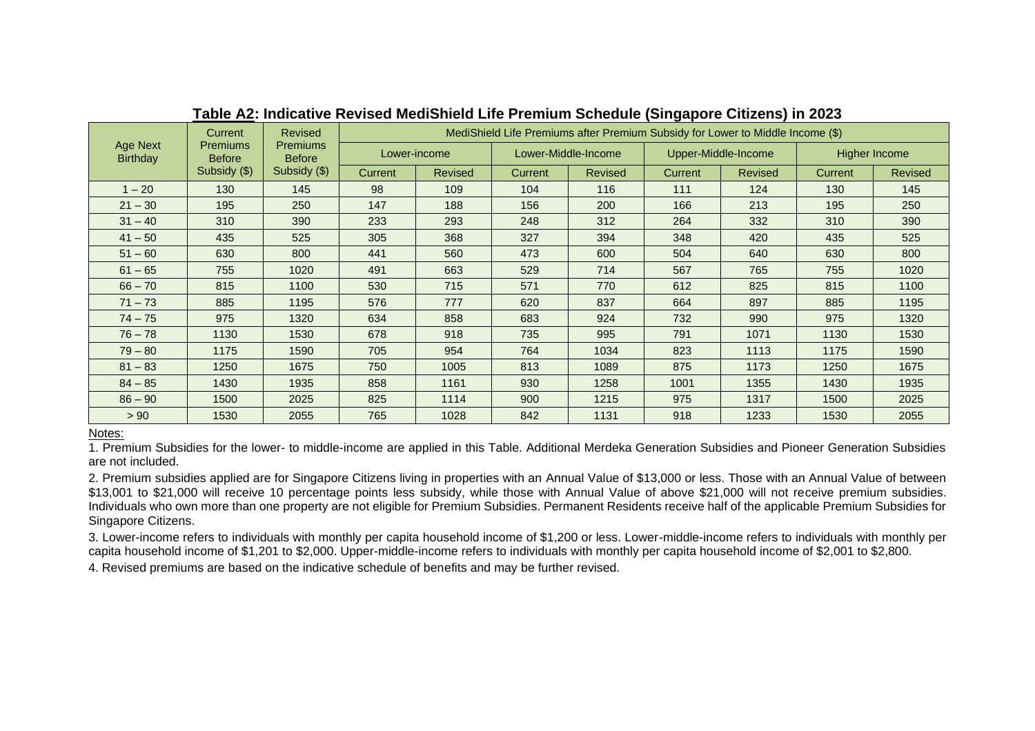**Table A2: Indicative Revised MediShield Life Premium Schedule (Singapore Citizens) in 2023**

| Age Next Birthday | Current Premiums Before Subsidy ($) | Revised Premiums Before Subsidy ($) | MediShield Life Premiums after Premium Subsidy for Lower to Middle Income ($) | | | | | | | |
|---|---|---|---|---|---|---|---|---|---|---|
| | | | Lower-income | | Lower-Middle-Income | | Upper-Middle-Income | | Higher Income | |
| | | | Current | Revised | Current | Revised | Current | Revised | Current | Revised |
| 1 – 20 | 130 | 145 | 98 | 109 | 104 | 116 | 111 | 124 | 130 | 145 |
| 21 – 30 | 195 | 250 | 147 | 188 | 156 | 200 | 166 | 213 | 195 | 250 |
| 31 – 40 | 310 | 390 | 233 | 293 | 248 | 312 | 264 | 332 | 310 | 390 |
| 41 – 50 | 435 | 525 | 305 | 368 | 327 | 394 | 348 | 420 | 435 | 525 |
| 51 – 60 | 630 | 800 | 441 | 560 | 473 | 600 | 504 | 640 | 630 | 800 |
| 61 – 65 | 755 | 1020 | 491 | 663 | 529 | 714 | 567 | 765 | 755 | 1020 |
| 66 – 70 | 815 | 1100 | 530 | 715 | 571 | 770 | 612 | 825 | 815 | 1100 |
| 71 – 73 | 885 | 1195 | 576 | 777 | 620 | 837 | 664 | 897 | 885 | 1195 |
| 74 – 75 | 975 | 1320 | 634 | 858 | 683 | 924 | 732 | 990 | 975 | 1320 |
| 76 – 78 | 1130 | 1530 | 678 | 918 | 735 | 995 | 791 | 1071 | 1130 | 1530 |
| 79 – 80 | 1175 | 1590 | 705 | 954 | 764 | 1034 | 823 | 1113 | 1175 | 1590 |
| 81 – 83 | 1250 | 1675 | 750 | 1005 | 813 | 1089 | 875 | 1173 | 1250 | 1675 |
| 84 – 85 | 1430 | 1935 | 858 | 1161 | 930 | 1258 | 1001 | 1355 | 1430 | 1935 |
| 86 – 90 | 1500 | 2025 | 825 | 1114 | 900 | 1215 | 975 | 1317 | 1500 | 2025 |
| > 90 | 1530 | 2055 | 765 | 1028 | 842 | 1131 | 918 | 1233 | 1530 | 2055 |

Notes:

1. Premium Subsidies for the lower- to middle-income are applied in this Table. Additional Merdeka Generation Subsidies and Pioneer Generation Subsidies are not included.

2. Premium subsidies applied are for Singapore Citizens living in properties with an Annual Value of $13,000 or less. Those with an Annual Value of between $13,001 to $21,000 will receive 10 percentage points less subsidy, while those with Annual Value of above $21,000 will not receive premium subsidies. Individuals who own more than one property are not eligible for Premium Subsidies. Permanent Residents receive half of the applicable Premium Subsidies for Singapore Citizens.

3. Lower-income refers to individuals with monthly per capita household income of $1,200 or less. Lower-middle-income refers to individuals with monthly per capita household income of $1,201 to $2,000. Upper-middle-income refers to individuals with monthly per capita household income of $2,001 to $2,800.

4. Revised premiums are based on the indicative schedule of benefits and may be further revised.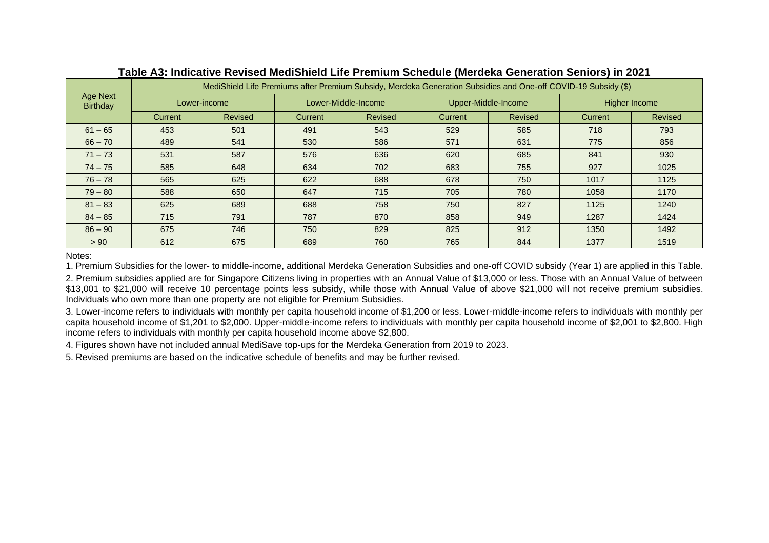**Table A3: Indicative Revised MediShield Life Premium Schedule (Merdeka Generation Seniors) in 2021**

| Age Next Birthday | MediShield Life Premiums after Premium Subsidy, Merdeka Generation Subsidies and One-off COVID-19 Subsidy ($) | | | | | | | |
|---|---|---|---|---|---|---|---|---|
| | Lower-income | | Lower-Middle-Income | | Upper-Middle-Income | | Higher Income | |
| | Current | Revised | Current | Revised | Current | Revised | Current | Revised |
| 61 – 65 | 453 | 501 | 491 | 543 | 529 | 585 | 718 | 793 |
| 66 – 70 | 489 | 541 | 530 | 586 | 571 | 631 | 775 | 856 |
| 71 – 73 | 531 | 587 | 576 | 636 | 620 | 685 | 841 | 930 |
| 74 – 75 | 585 | 648 | 634 | 702 | 683 | 755 | 927 | 1025 |
| 76 – 78 | 565 | 625 | 622 | 688 | 678 | 750 | 1017 | 1125 |
| 79 – 80 | 588 | 650 | 647 | 715 | 705 | 780 | 1058 | 1170 |
| 81 – 83 | 625 | 689 | 688 | 758 | 750 | 827 | 1125 | 1240 |
| 84 – 85 | 715 | 791 | 787 | 870 | 858 | 949 | 1287 | 1424 |
| 86 – 90 | 675 | 746 | 750 | 829 | 825 | 912 | 1350 | 1492 |
| > 90 | 612 | 675 | 689 | 760 | 765 | 844 | 1377 | 1519 |

Notes:

1. Premium Subsidies for the lower- to middle-income, additional Merdeka Generation Subsidies and one-off COVID subsidy (Year 1) are applied in this Table.
2. Premium subsidies applied are for Singapore Citizens living in properties with an Annual Value of $13,000 or less. Those with an Annual Value of between $13,001 to $21,000 will receive 10 percentage points less subsidy, while those with Annual Value of above $21,000 will not receive premium subsidies. Individuals who own more than one property are not eligible for Premium Subsidies.
3. Lower-income refers to individuals with monthly per capita household income of $1,200 or less. Lower-middle-income refers to individuals with monthly per capita household income of $1,201 to $2,000. Upper-middle-income refers to individuals with monthly per capita household income of $2,001 to $2,800. High income refers to individuals with monthly per capita household income above $2,800.
4. Figures shown have not included annual MediSave top-ups for the Merdeka Generation from 2019 to 2023.
5. Revised premiums are based on the indicative schedule of benefits and may be further revised.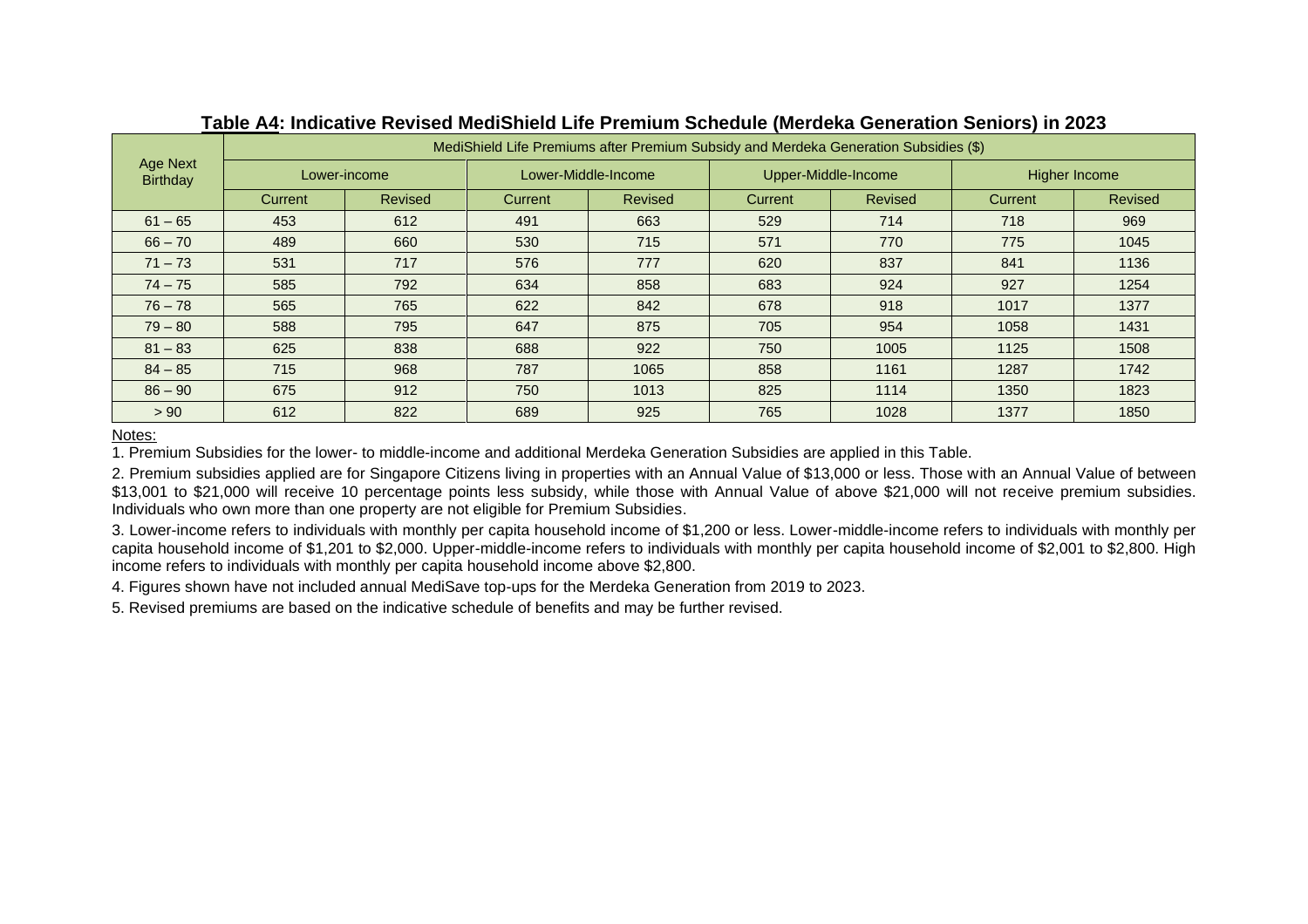## Table A4: Indicative Revised MediShield Life Premium Schedule (Merdeka Generation Seniors) in 2023

| Age Next Birthday | MediShield Life Premiums after Premium Subsidy and Merdeka Generation Subsidies ($) | | | | | | | |
|---|---|---|---|---|---|---|---|---|
| | Lower-income | | Lower-Middle-Income | | Upper-Middle-Income | | Higher Income | |
| | Current | Revised | Current | Revised | Current | Revised | Current | Revised |
| 61 – 65 | 453 | 612 | 491 | 663 | 529 | 714 | 718 | 969 |
| 66 – 70 | 489 | 660 | 530 | 715 | 571 | 770 | 775 | 1045 |
| 71 – 73 | 531 | 717 | 576 | 777 | 620 | 837 | 841 | 1136 |
| 74 – 75 | 585 | 792 | 634 | 858 | 683 | 924 | 927 | 1254 |
| 76 – 78 | 565 | 765 | 622 | 842 | 678 | 918 | 1017 | 1377 |
| 79 – 80 | 588 | 795 | 647 | 875 | 705 | 954 | 1058 | 1431 |
| 81 – 83 | 625 | 838 | 688 | 922 | 750 | 1005 | 1125 | 1508 |
| 84 – 85 | 715 | 968 | 787 | 1065 | 858 | 1161 | 1287 | 1742 |
| 86 – 90 | 675 | 912 | 750 | 1013 | 825 | 1114 | 1350 | 1823 |
| > 90 | 612 | 822 | 689 | 925 | 765 | 1028 | 1377 | 1850 |

Notes:

1. Premium Subsidies for the lower- to middle-income and additional Merdeka Generation Subsidies are applied in this Table.
2. Premium subsidies applied are for Singapore Citizens living in properties with an Annual Value of $13,000 or less. Those with an Annual Value of between $13,001 to $21,000 will receive 10 percentage points less subsidy, while those with Annual Value of above $21,000 will not receive premium subsidies. Individuals who own more than one property are not eligible for Premium Subsidies.
3. Lower-income refers to individuals with monthly per capita household income of $1,200 or less. Lower-middle-income refers to individuals with monthly per capita household income of $1,201 to $2,000. Upper-middle-income refers to individuals with monthly per capita household income of $2,001 to $2,800. High income refers to individuals with monthly per capita household income above $2,800.
4. Figures shown have not included annual MediSave top-ups for the Merdeka Generation from 2019 to 2023.
5. Revised premiums are based on the indicative schedule of benefits and may be further revised.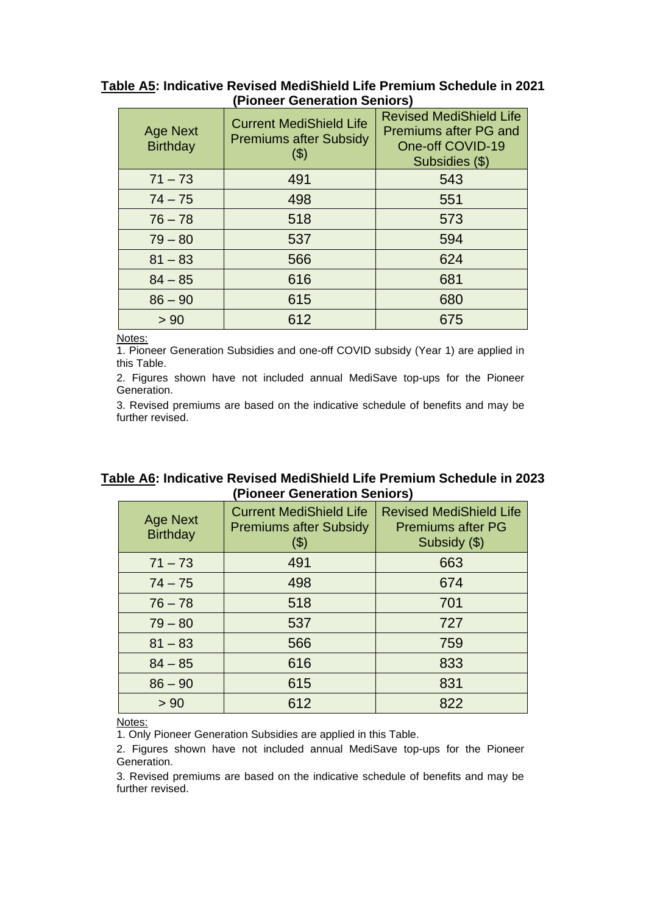**Table A5: Indicative Revised MediShield Life Premium Schedule in 2021 (Pioneer Generation Seniors)**

| Age Next Birthday | Current MediShield Life Premiums after Subsidy ($) | Revised MediShield Life Premiums after PG and One-off COVID-19 Subsidies ($) |
|---|---|---|
| 71 – 73 | 491 | 543 |
| 74 – 75 | 498 | 551 |
| 76 – 78 | 518 | 573 |
| 79 – 80 | 537 | 594 |
| 81 – 83 | 566 | 624 |
| 84 – 85 | 616 | 681 |
| 86 – 90 | 615 | 680 |
| > 90 | 612 | 675 |

Notes:

1. Pioneer Generation Subsidies and one-off COVID subsidy (Year 1) are applied in this Table.
2. Figures shown have not included annual MediSave top-ups for the Pioneer Generation.
3. Revised premiums are based on the indicative schedule of benefits and may be further revised.

**Table A6: Indicative Revised MediShield Life Premium Schedule in 2023 (Pioneer Generation Seniors)**

| Age Next Birthday | Current MediShield Life Premiums after Subsidy ($) | Revised MediShield Life Premiums after PG Subsidy ($) |
|---|---|---|
| 71 – 73 | 491 | 663 |
| 74 – 75 | 498 | 674 |
| 76 – 78 | 518 | 701 |
| 79 – 80 | 537 | 727 |
| 81 – 83 | 566 | 759 |
| 84 – 85 | 616 | 833 |
| 86 – 90 | 615 | 831 |
| > 90 | 612 | 822 |

Notes:

1. Only Pioneer Generation Subsidies are applied in this Table.
2. Figures shown have not included annual MediSave top-ups for the Pioneer Generation.
3. Revised premiums are based on the indicative schedule of benefits and may be further revised.